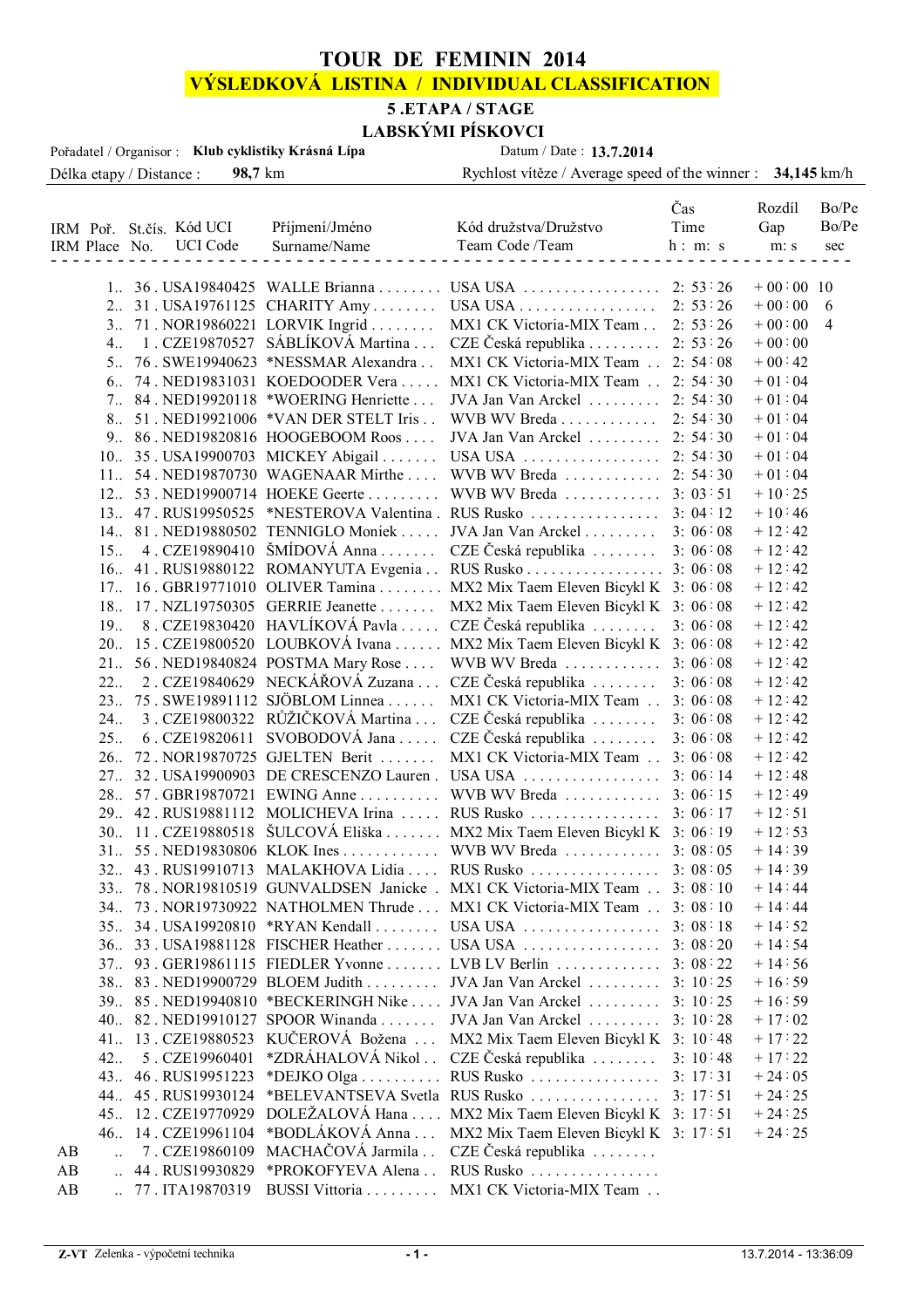# TOUR DE FEMININ 2014

## VÝSLEDKOVÁ LISTINA / INDIVIDUAL CLASSIFICATION

### 5 .ETAPA / STAGE

### LABSKÝMI PÍSKOVCI

Pořadatel / Organisor : **Klub cyklistiky Krásná Lípa** — Datum / Date : **13.7.2014**

Délka etapy / Distance : **98,7** km — Rychlost vítěze / Average speed of the winner : **34,145** km/h

| IRM | Poř. Place | St.čís. No. | Kód UCI / UCI Code | Příjmení/Jméno / Surname/Name | Kód družstva/Družstvo / Team Code /Team | Čas / Time h : m: s | Rozdíl / Gap m: s | Bo/Pe / Bo/Pe sec |
|---|---|---|---|---|---|---|---|---|
| | 1.. | 36 | USA19840425 | WALLE Brianna | USA USA | 2: 53 : 26 | + 00 : 00 | 10 |
| | 2.. | 31 | USA19761125 | CHARITY Amy | USA USA | 2: 53 : 26 | + 00 : 00 | 6 |
| | 3.. | 71 | NOR19860221 | LORVIK Ingrid | MX1 CK Victoria-MIX Team | 2: 53 : 26 | + 00 : 00 | 4 |
| | 4.. | 1 | CZE19870527 | SÁBLÍKOVÁ Martina | CZE Česká republika | 2: 53 : 26 | + 00 : 00 | |
| | 5.. | 76 | SWE19940623 | *NESSMAR Alexandra | MX1 CK Victoria-MIX Team | 2: 54 : 08 | + 00 : 42 | |
| | 6.. | 74 | NED19831031 | KOEDOODER Vera | MX1 CK Victoria-MIX Team | 2: 54 : 30 | + 01 : 04 | |
| | 7.. | 84 | NED19920118 | *WOERING Henriette | JVA Jan Van Arckel | 2: 54 : 30 | + 01 : 04 | |
| | 8.. | 51 | NED19921006 | *VAN DER STELT Iris | WVB WV Breda | 2: 54 : 30 | + 01 : 04 | |
| | 9.. | 86 | NED19820816 | HOOGEBOOM Roos | JVA Jan Van Arckel | 2: 54 : 30 | + 01 : 04 | |
| | 10.. | 35 | USA19900703 | MICKEY Abigail | USA USA | 2: 54 : 30 | + 01 : 04 | |
| | 11.. | 54 | NED19870730 | WAGENAAR Mirthe | WVB WV Breda | 2: 54 : 30 | + 01 : 04 | |
| | 12.. | 53 | NED19900714 | HOEKE Geerte | WVB WV Breda | 3: 03 : 51 | + 10 : 25 | |
| | 13.. | 47 | RUS19950525 | *NESTEROVA Valentina | RUS Rusko | 3: 04 : 12 | + 10 : 46 | |
| | 14.. | 81 | NED19880502 | TENNIGLO Moniek | JVA Jan Van Arckel | 3: 06 : 08 | + 12 : 42 | |
| | 15.. | 4 | CZE19890410 | ŠMÍDOVÁ Anna | CZE Česká republika | 3: 06 : 08 | + 12 : 42 | |
| | 16.. | 41 | RUS19880122 | ROMANYUTA Evgenia | RUS Rusko | 3: 06 : 08 | + 12 : 42 | |
| | 17.. | 16 | GBR19771010 | OLIVER Tamina | MX2 Mix Taem Eleven Bicykl K | 3: 06 : 08 | + 12 : 42 | |
| | 18.. | 17 | NZL19750305 | GERRIE Jeanette | MX2 Mix Taem Eleven Bicykl K | 3: 06 : 08 | + 12 : 42 | |
| | 19.. | 8 | CZE19830420 | HAVLÍKOVÁ Pavla | CZE Česká republika | 3: 06 : 08 | + 12 : 42 | |
| | 20.. | 15 | CZE19800520 | LOUBKOVÁ Ivana | MX2 Mix Taem Eleven Bicykl K | 3: 06 : 08 | + 12 : 42 | |
| | 21.. | 56 | NED19840824 | POSTMA Mary Rose | WVB WV Breda | 3: 06 : 08 | + 12 : 42 | |
| | 22.. | 2 | CZE19840629 | NECKÁŘOVÁ Zuzana | CZE Česká republika | 3: 06 : 08 | + 12 : 42 | |
| | 23.. | 75 | SWE19891112 | SJÖBLOM Linnea | MX1 CK Victoria-MIX Team | 3: 06 : 08 | + 12 : 42 | |
| | 24.. | 3 | CZE19800322 | RŮŽIČKOVÁ Martina | CZE Česká republika | 3: 06 : 08 | + 12 : 42 | |
| | 25.. | 6 | CZE19820611 | SVOBODOVÁ Jana | CZE Česká republika | 3: 06 : 08 | + 12 : 42 | |
| | 26.. | 72 | NOR19870725 | GJELTEN Berit | MX1 CK Victoria-MIX Team | 3: 06 : 08 | + 12 : 42 | |
| | 27.. | 32 | USA19900903 | DE CRESCENZO Lauren | USA USA | 3: 06 : 14 | + 12 : 48 | |
| | 28.. | 57 | GBR19870721 | EWING Anne | WVB WV Breda | 3: 06 : 15 | + 12 : 49 | |
| | 29.. | 42 | RUS19881112 | MOLICHEVA Irina | RUS Rusko | 3: 06 : 17 | + 12 : 51 | |
| | 30.. | 11 | CZE19880518 | ŠULCOVÁ Eliška | MX2 Mix Taem Eleven Bicykl K | 3: 06 : 19 | + 12 : 53 | |
| | 31.. | 55 | NED19830806 | KLOK Ines | WVB WV Breda | 3: 08 : 05 | + 14 : 39 | |
| | 32.. | 43 | RUS19910713 | MALAKHOVA Lidia | RUS Rusko | 3: 08 : 05 | + 14 : 39 | |
| | 33.. | 78 | NOR19810519 | GUNVALDSEN Janicke | MX1 CK Victoria-MIX Team | 3: 08 : 10 | + 14 : 44 | |
| | 34.. | 73 | NOR19730922 | NATHOLMEN Thrude | MX1 CK Victoria-MIX Team | 3: 08 : 10 | + 14 : 44 | |
| | 35.. | 34 | USA19920810 | *RYAN Kendall | USA USA | 3: 08 : 18 | + 14 : 52 | |
| | 36.. | 33 | USA19881128 | FISCHER Heather | USA USA | 3: 08 : 20 | + 14 : 54 | |
| | 37.. | 93 | GER19861115 | FIEDLER Yvonne | LVB LV Berlín | 3: 08 : 22 | + 14 : 56 | |
| | 38.. | 83 | NED19900729 | BLOEM Judith | JVA Jan Van Arckel | 3: 10 : 25 | + 16 : 59 | |
| | 39.. | 85 | NED19940810 | *BECKERINGH Nike | JVA Jan Van Arckel | 3: 10 : 25 | + 16 : 59 | |
| | 40.. | 82 | NED19910127 | SPOOR Winanda | JVA Jan Van Arckel | 3: 10 : 28 | + 17 : 02 | |
| | 41.. | 13 | CZE19880523 | KUČEROVÁ Božena | MX2 Mix Taem Eleven Bicykl K | 3: 10 : 48 | + 17 : 22 | |
| | 42.. | 5 | CZE19960401 | *ZDRÁHALOVÁ Nikol | CZE Česká republika | 3: 10 : 48 | + 17 : 22 | |
| | 43.. | 46 | RUS19951223 | *DEJKO Olga | RUS Rusko | 3: 17 : 31 | + 24 : 05 | |
| | 44.. | 45 | RUS19930124 | *BELEVANTSEVA Svetla | RUS Rusko | 3: 17 : 51 | + 24 : 25 | |
| | 45.. | 12 | CZE19770929 | DOLEŽALOVÁ Hana | MX2 Mix Taem Eleven Bicykl K | 3: 17 : 51 | + 24 : 25 | |
| | 46.. | 14 | CZE19961104 | *BODLÁKOVÁ Anna | MX2 Mix Taem Eleven Bicykl K | 3: 17 : 51 | + 24 : 25 | |
| AB | .. | 7 | CZE19860109 | MACHAČOVÁ Jarmila | CZE Česká republika | | | |
| AB | .. | 44 | RUS19930829 | *PROKOFYEVA Alena | RUS Rusko | | | |
| AB | .. | 77 | ITA19870319 | BUSSI Vittoria | MX1 CK Victoria-MIX Team | | | |

Z-VT Zelenka - výpočetní technika — 13.7.2014 - 13:36:09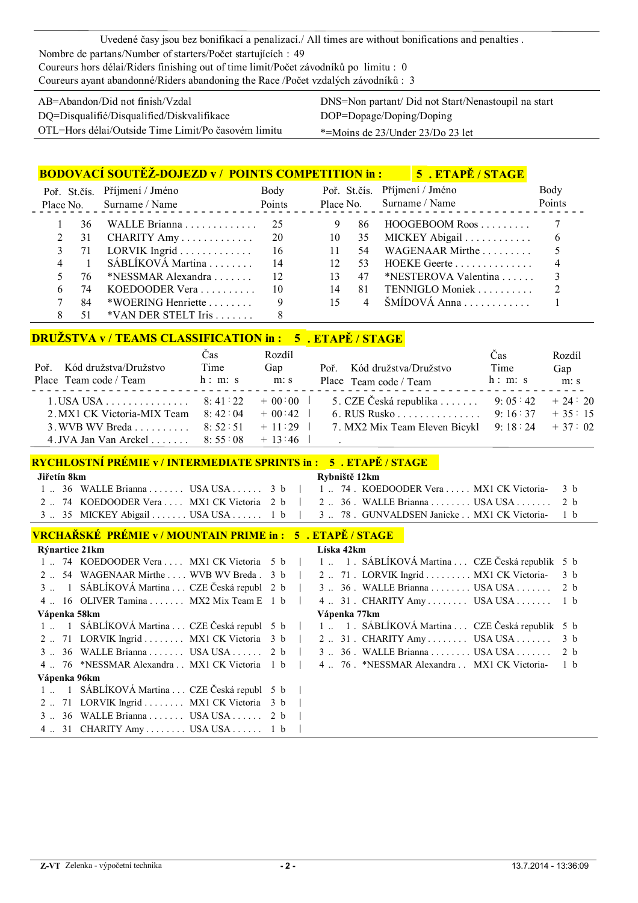Uvedené časy jsou bez bonifikací a penalizací./ All times are without bonifications and penalties .

Nombre de partans/Number of starters/Počet startujících : 49

Coureurs hors délai/Riders finishing out of time limit/Počet závodníků po limitu : 0

Coureurs ayant abandonné/Riders abandoning the Race /Počet vzdalých závodníků : 3

| | |
|---|---|
| AB=Abandon/Did not finish/Vzdal | DNS=Non partant/ Did not Start/Nenastoupil na start |
| DQ=Disqualifié/Disqualified/Diskvalifikace | DOP=Dopage/Doping/Doping |
| OTL=Hors délai/Outside Time Limit/Po časovém limitu | *=Moins de 23/Under 23/Do 23 let |

## BODOVACÍ SOUTĚŽ-DOJEZD v / POINTS COMPETITION in : 5 . ETAPĚ / STAGE

| Poř. Place | St.čís. No. | Příjmení / Jméno Surname / Name | Body Points | Poř. Place | St.čís. No. | Příjmení / Jméno Surname / Name | Body Points |
|---|---|---|---|---|---|---|---|
| 1 | 36 | WALLE Brianna | 25 | 9 | 86 | HOOGEBOOM Roos | 7 |
| 2 | 31 | CHARITY Amy | 20 | 10 | 35 | MICKEY Abigail | 6 |
| 3 | 71 | LORVIK Ingrid | 16 | 11 | 54 | WAGENAAR Mirthe | 5 |
| 4 | 1 | SÁBLÍKOVÁ Martina | 14 | 12 | 53 | HOEKE Geerte | 4 |
| 5 | 76 | *NESSMAR Alexandra | 12 | 13 | 47 | *NESTEROVA Valentina | 3 |
| 6 | 74 | KOEDOODER Vera | 10 | 14 | 81 | TENNIGLO Moniek | 2 |
| 7 | 84 | *WOERING Henriette | 9 | 15 | 4 | ŠMÍDOVÁ Anna | 1 |
| 8 | 51 | *VAN DER STELT Iris | 8 | | | | |

## DRUŽSTVA v / TEAMS CLASSIFICATION in : 5 . ETAPĚ / STAGE

| Poř. Place | Kód družstva/Družstvo Team code / Team | Čas Time h : m : s | Rozdíl Gap m: s | Poř. Place | Kód družstva/Družstvo Team code / Team | Čas Time h : m : s | Rozdíl Gap m: s |
|---|---|---|---|---|---|---|---|
| 1. | USA USA | 8: 41 : 22 | + 00 : 00 | 5. | CZE Česká republika | 9: 05 : 42 | + 24 : 20 |
| 2. | MX1 CK Victoria-MIX Team | 8: 42 : 04 | + 00 : 42 | 6. | RUS Rusko | 9: 16 : 37 | + 35 : 15 |
| 3. | WVB WV Breda | 8: 52 : 51 | + 11 : 29 | 7. | MX2 Mix Team Eleven Bicykl | 9: 18 : 24 | + 37 : 02 |
| 4. | JVA Jan Van Arckel | 8: 55 : 08 | + 13 : 46 | | | | |

## RYCHLOSTNÍ PRÉMIE v / INTERMEDIATE SPRINTS in : 5 . ETAPĚ / STAGE

**Jiřetín 8km**

| | | | | |
|---|---|---|---|---|
| 1 | 36 | WALLE Brianna | USA USA | 3 b |
| 2 | 74 | KOEDOODER Vera | MX1 CK Victoria | 2 b |
| 3 | 35 | MICKEY Abigail | USA USA | 1 b |

**Rybniště 12km**

| | | | | |
|---|---|---|---|---|
| 1 | 74 | KOEDOODER Vera | MX1 CK Victoria- | 3 b |
| 2 | 36 | WALLE Brianna | USA USA | 2 b |
| 3 | 78 | GUNVALDSEN Janicke | MX1 CK Victoria- | 1 b |

## VRCHAŘSKÉ PRÉMIE v / MOUNTAIN PRIME in : 5 . ETAPĚ / STAGE

**Rýnartice 21km**

| | | | | |
|---|---|---|---|---|
| 1 | 74 | KOEDOODER Vera | MX1 CK Victoria | 5 b |
| 2 | 54 | WAGENAAR Mirthe | WVB WV Breda | 3 b |
| 3 | 1 | SÁBLÍKOVÁ Martina | CZE Česká republ | 2 b |
| 4 | 16 | OLIVER Tamina | MX2 Mix Team E | 1 b |

**Líska 42km**

| | | | | |
|---|---|---|---|---|
| 1 | 1 | SÁBLÍKOVÁ Martina | CZE Česká republik | 5 b |
| 2 | 71 | LORVIK Ingrid | MX1 CK Victoria- | 3 b |
| 3 | 36 | WALLE Brianna | USA USA | 2 b |
| 4 | 31 | CHARITY Amy | USA USA | 1 b |

**Vápenka 58km**

| | | | | |
|---|---|---|---|---|
| 1 | 1 | SÁBLÍKOVÁ Martina | CZE Česká republ | 5 b |
| 2 | 71 | LORVIK Ingrid | MX1 CK Victoria | 3 b |
| 3 | 36 | WALLE Brianna | USA USA | 2 b |
| 4 | 76 | *NESSMAR Alexandra | MX1 CK Victoria | 1 b |

**Vápenka 77km**

| | | | | |
|---|---|---|---|---|
| 1 | 1 | SÁBLÍKOVÁ Martina | CZE Česká republik | 5 b |
| 2 | 31 | CHARITY Amy | USA USA | 3 b |
| 3 | 36 | WALLE Brianna | USA USA | 2 b |
| 4 | 76 | *NESSMAR Alexandra | MX1 CK Victoria- | 1 b |

**Vápenka 96km**

| | | | | |
|---|---|---|---|---|
| 1 | 1 | SÁBLÍKOVÁ Martina | CZE Česká republ | 5 b |
| 2 | 71 | LORVIK Ingrid | MX1 CK Victoria | 3 b |
| 3 | 36 | WALLE Brianna | USA USA | 2 b |
| 4 | 31 | CHARITY Amy | USA USA | 1 b |

**Z-VT** Zelenka - výpočetní technika 13.7.2014 - 13:36:09